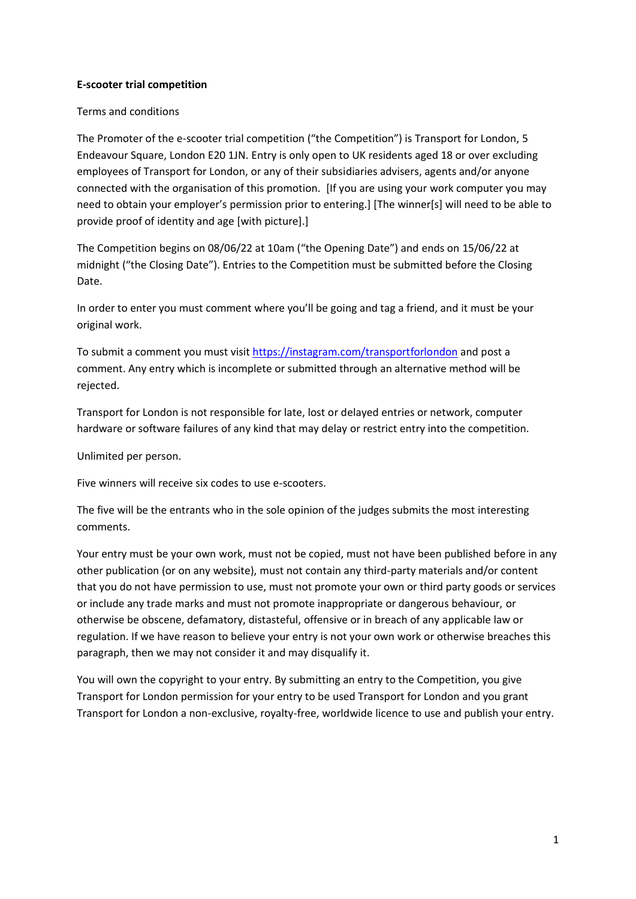**E-scooter trial competition**

Terms and conditions

The Promoter of the e-scooter trial competition ("the Competition") is Transport for London, 5 Endeavour Square, London E20 1JN. Entry is only open to UK residents aged 18 or over excluding employees of Transport for London, or any of their subsidiaries advisers, agents and/or anyone connected with the organisation of this promotion. [If you are using your work computer you may need to obtain your employer's permission prior to entering.] [The winner[s] will need to be able to provide proof of identity and age [with picture].]

The Competition begins on 08/06/22 at 10am ("the Opening Date") and ends on 15/06/22 at midnight ("the Closing Date"). Entries to the Competition must be submitted before the Closing Date.

In order to enter you must comment where you'll be going and tag a friend, and it must be your original work.

To submit a comment you must visit https://instagram.com/transportforlondon and post a comment. Any entry which is incomplete or submitted through an alternative method will be rejected.

Transport for London is not responsible for late, lost or delayed entries or network, computer hardware or software failures of any kind that may delay or restrict entry into the competition.

Unlimited per person.

Five winners will receive six codes to use e-scooters.

The five will be the entrants who in the sole opinion of the judges submits the most interesting comments.

Your entry must be your own work, must not be copied, must not have been published before in any other publication (or on any website), must not contain any third-party materials and/or content that you do not have permission to use, must not promote your own or third party goods or services or include any trade marks and must not promote inappropriate or dangerous behaviour, or otherwise be obscene, defamatory, distasteful, offensive or in breach of any applicable law or regulation. If we have reason to believe your entry is not your own work or otherwise breaches this paragraph, then we may not consider it and may disqualify it.

You will own the copyright to your entry. By submitting an entry to the Competition, you give Transport for London permission for your entry to be used Transport for London and you grant Transport for London a non-exclusive, royalty-free, worldwide licence to use and publish your entry.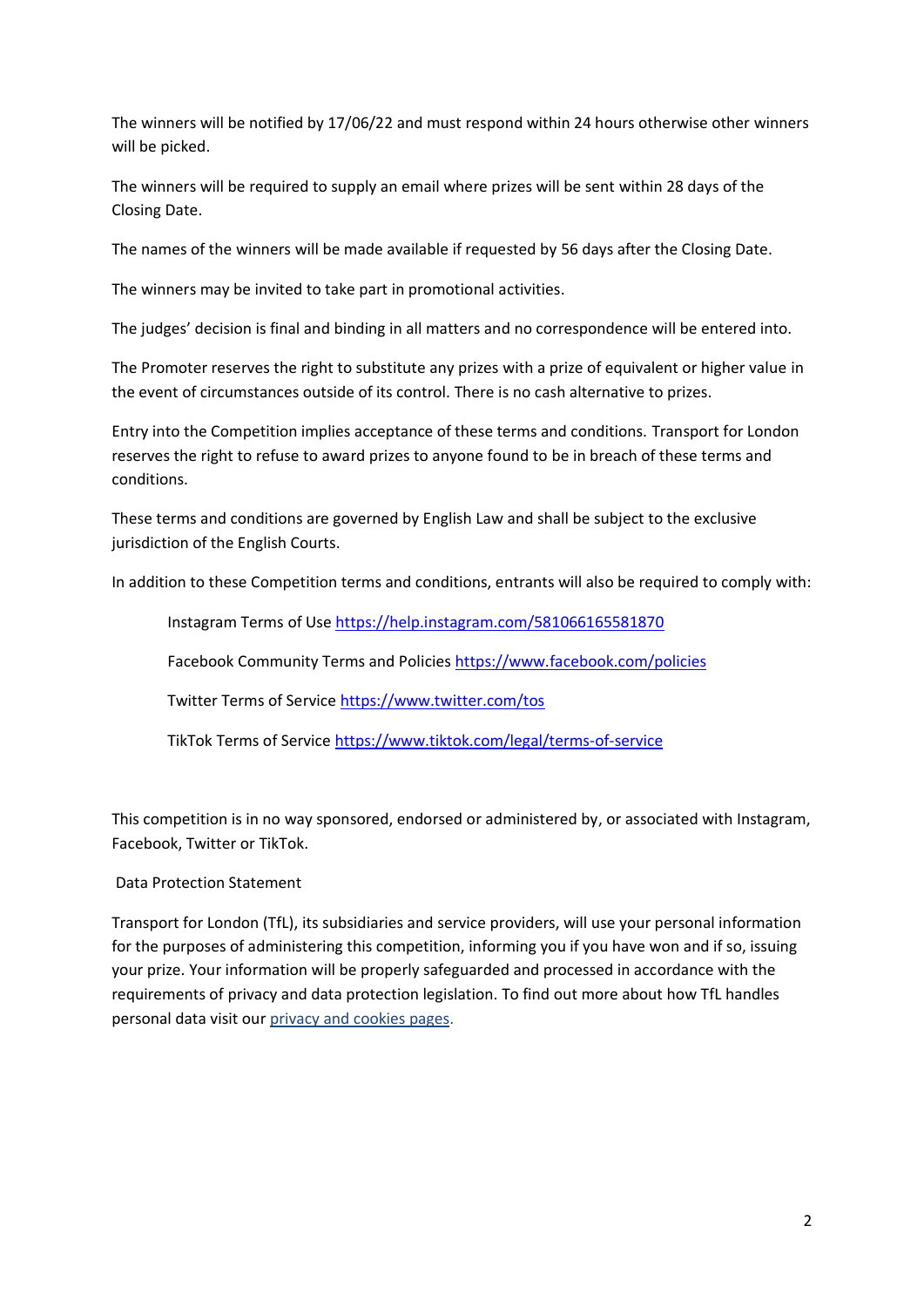The winners will be notified by 17/06/22 and must respond within 24 hours otherwise other winners will be picked.

The winners will be required to supply an email where prizes will be sent within 28 days of the Closing Date.

The names of the winners will be made available if requested by 56 days after the Closing Date.

The winners may be invited to take part in promotional activities.

The judges' decision is final and binding in all matters and no correspondence will be entered into.

The Promoter reserves the right to substitute any prizes with a prize of equivalent or higher value in the event of circumstances outside of its control. There is no cash alternative to prizes.

Entry into the Competition implies acceptance of these terms and conditions. Transport for London reserves the right to refuse to award prizes to anyone found to be in breach of these terms and conditions.

These terms and conditions are governed by English Law and shall be subject to the exclusive jurisdiction of the English Courts.

In addition to these Competition terms and conditions, entrants will also be required to comply with:

Instagram Terms of Use [https://help.instagram.com/581066165581870](https://help.instagram.com/581066165581870)

Facebook Community Terms and Policies [https://www.facebook.com/policies](https://www.facebook.com/policies)

Twitter Terms of Service [https://www.twitter.com/tos](https://www.twitter.com/tos)

TikTok Terms of Service [https://www.tiktok.com/legal/terms-of-service](https://www.tiktok.com/legal/terms-of-service)

This competition is in no way sponsored, endorsed or administered by, or associated with Instagram, Facebook, Twitter or TikTok.

Data Protection Statement

Transport for London (TfL), its subsidiaries and service providers, will use your personal information for the purposes of administering this competition, informing you if you have won and if so, issuing your prize. Your information will be properly safeguarded and processed in accordance with the requirements of privacy and data protection legislation. To find out more about how TfL handles personal data visit our privacy and cookies pages.